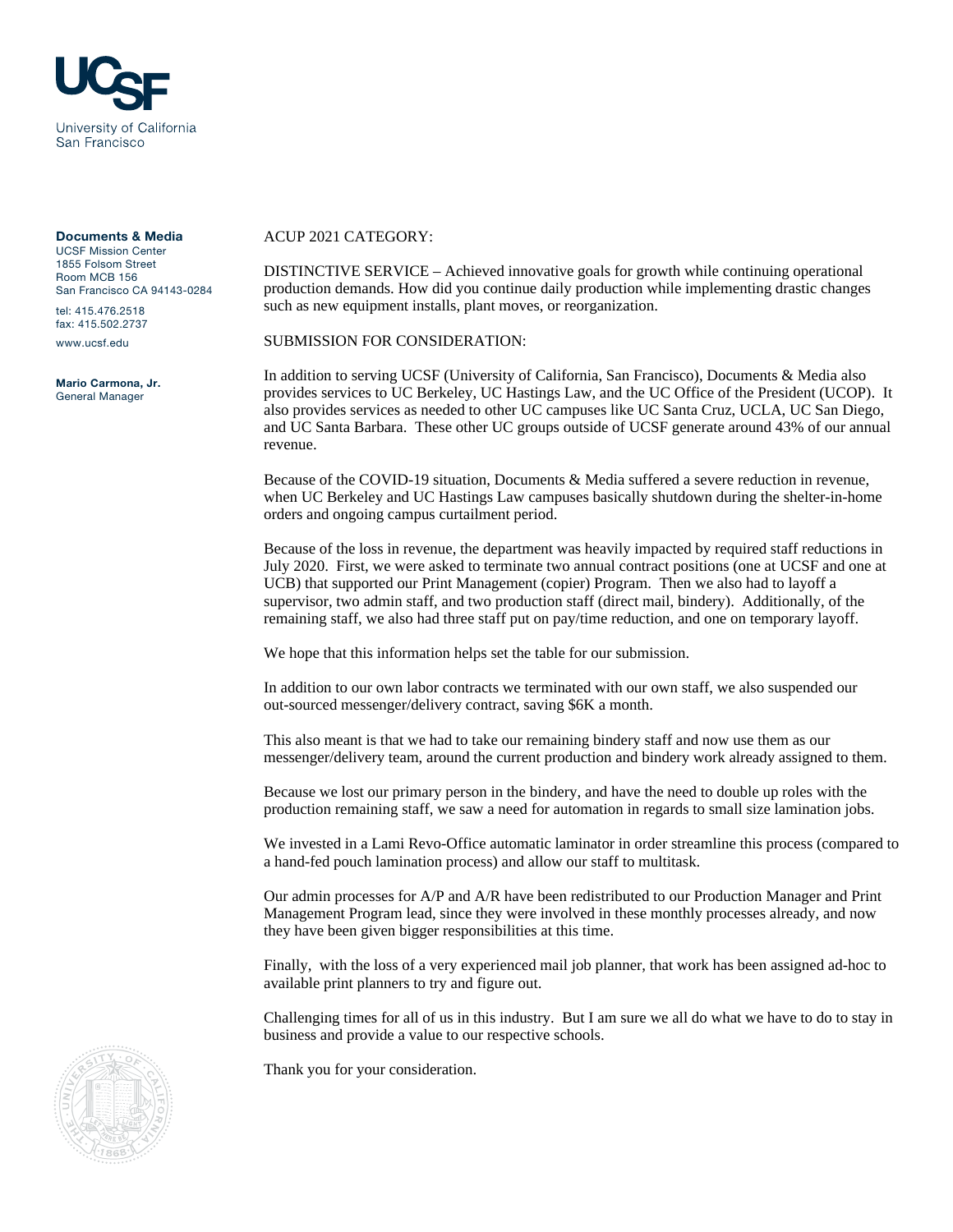**Documents & Media**
UCSF Mission Center
1855 Folsom Street
Room MCB 156
San Francisco CA 94143-0284

tel: 415.476.2518
fax: 415.502.2737

www.ucsf.edu

**Mario Carmona, Jr.**
General Manager

ACUP 2021 CATEGORY:

DISTINCTIVE SERVICE – Achieved innovative goals for growth while continuing operational production demands. How did you continue daily production while implementing drastic changes such as new equipment installs, plant moves, or reorganization.

SUBMISSION FOR CONSIDERATION:

In addition to serving UCSF (University of California, San Francisco), Documents & Media also provides services to UC Berkeley, UC Hastings Law, and the UC Office of the President (UCOP). It also provides services as needed to other UC campuses like UC Santa Cruz, UCLA, UC San Diego, and UC Santa Barbara. These other UC groups outside of UCSF generate around 43% of our annual revenue.

Because of the COVID-19 situation, Documents & Media suffered a severe reduction in revenue, when UC Berkeley and UC Hastings Law campuses basically shutdown during the shelter-in-home orders and ongoing campus curtailment period.

Because of the loss in revenue, the department was heavily impacted by required staff reductions in July 2020. First, we were asked to terminate two annual contract positions (one at UCSF and one at UCB) that supported our Print Management (copier) Program. Then we also had to layoff a supervisor, two admin staff, and two production staff (direct mail, bindery). Additionally, of the remaining staff, we also had three staff put on pay/time reduction, and one on temporary layoff.

We hope that this information helps set the table for our submission.

In addition to our own labor contracts we terminated with our own staff, we also suspended our out-sourced messenger/delivery contract, saving $6K a month.

This also meant is that we had to take our remaining bindery staff and now use them as our messenger/delivery team, around the current production and bindery work already assigned to them.

Because we lost our primary person in the bindery, and have the need to double up roles with the production remaining staff, we saw a need for automation in regards to small size lamination jobs.

We invested in a Lami Revo-Office automatic laminator in order streamline this process (compared to a hand-fed pouch lamination process) and allow our staff to multitask.

Our admin processes for A/P and A/R have been redistributed to our Production Manager and Print Management Program lead, since they were involved in these monthly processes already, and now they have been given bigger responsibilities at this time.

Finally, with the loss of a very experienced mail job planner, that work has been assigned ad-hoc to available print planners to try and figure out.

Challenging times for all of us in this industry. But I am sure we all do what we have to do to stay in business and provide a value to our respective schools.

Thank you for your consideration.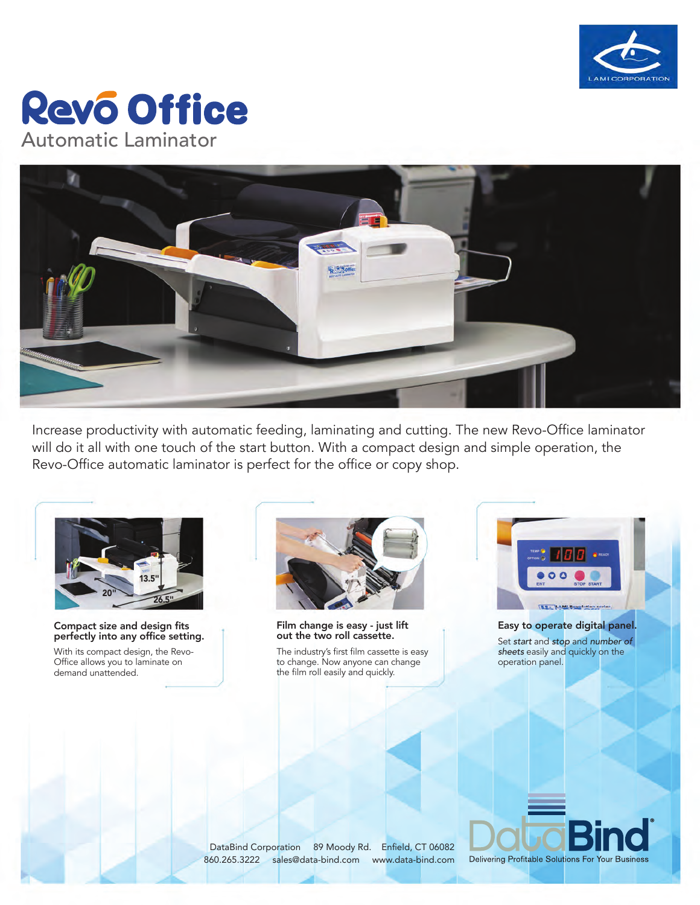# Revo Office

## Automatic Laminator

Increase productivity with automatic feeding, laminating and cutting. The new Revo-Office laminator will do it all with one touch of the start button. With a compact design and simple operation, the Revo-Office automatic laminator is perfect for the office or copy shop.

### Compact size and design fits perfectly into any office setting.

With its compact design, the Revo-Office allows you to laminate on demand unattended.

### Film change is easy - just lift out the two roll cassette.

The industry's first film cassette is easy to change. Now anyone can change the film roll easily and quickly.

### Easy to operate digital panel.

Set *start* and *stop* and *number of sheets* easily and quickly on the operation panel.

DataBind Corporation  89 Moody Rd.  Enfield, CT 06082
860.265.3222  sales@data-bind.com  www.data-bind.com

DataBind
Delivering Profitable Solutions For Your Business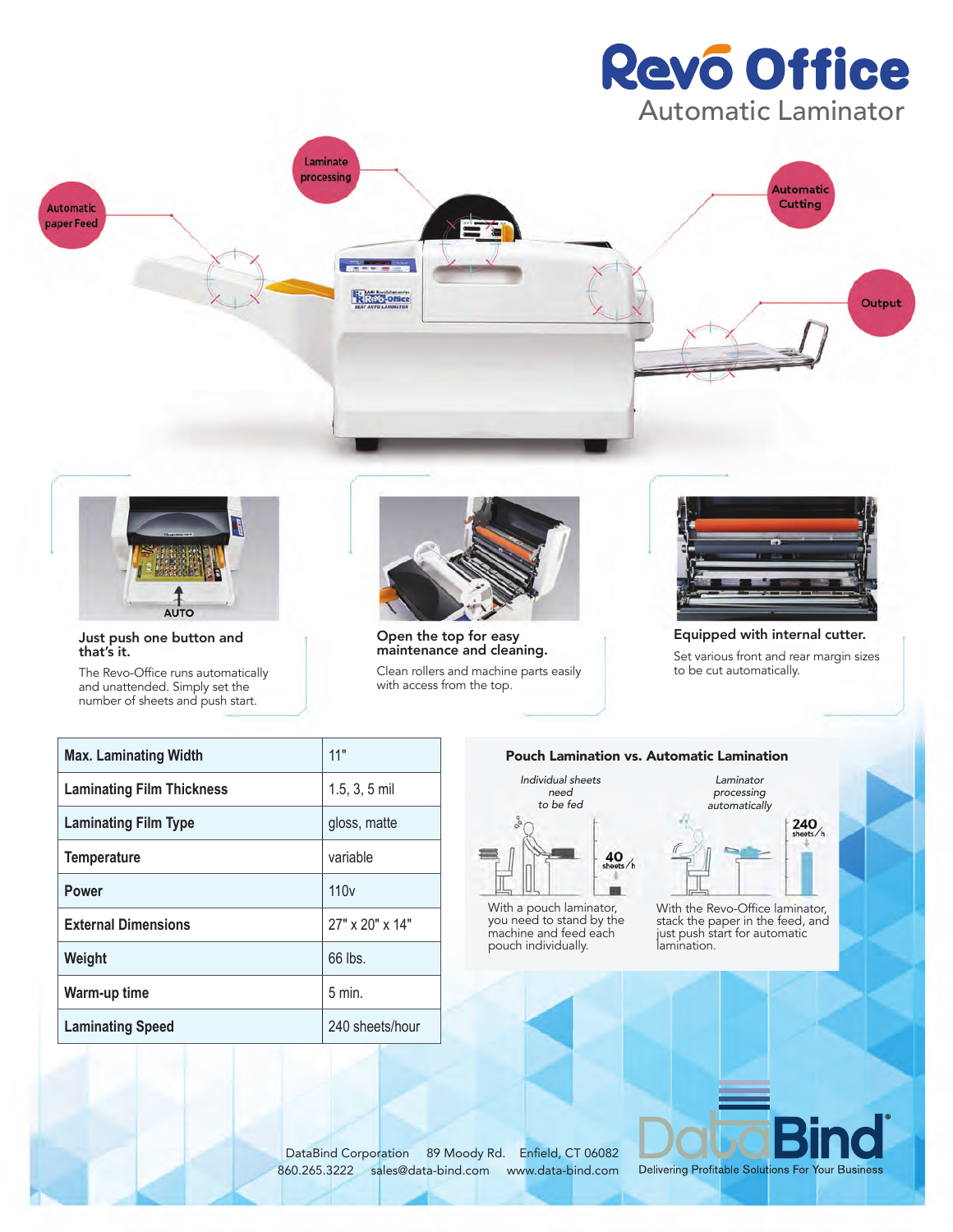# Revō Office

## Automatic Laminator

Automatic paper Feed

Laminate processing

Automatic Cutting

Output

AUTO

**Just push one button and that's it.**

The Revo-Office runs automatically and unattended. Simply set the number of sheets and push start.

**Open the top for easy maintenance and cleaning.**

Clean rollers and machine parts easily with access from the top.

**Equipped with internal cutter.**

Set various front and rear margin sizes to be cut automatically.

| | |
|---|---|
| **Max. Laminating Width** | 11" |
| **Laminating Film Thickness** | 1.5, 3, 5 mil |
| **Laminating Film Type** | gloss, matte |
| **Temperature** | variable |
| **Power** | 110v |
| **External Dimensions** | 27" x 20" x 14" |
| **Weight** | 66 lbs. |
| **Warm-up time** | 5 min. |
| **Laminating Speed** | 240 sheets/hour |

**Pouch Lamination vs. Automatic Lamination**

*Individual sheets need to be fed*

40 sheets/h

With a pouch laminator, you need to stand by the machine and feed each pouch individually.

*Laminator processing automatically*

240 sheets/h

With the Revo-Office laminator, stack the paper in the feed, and just push start for automatic lamination.

DataBind Corporation 89 Moody Rd. Enfield, CT 06082
860.265.3222 sales@data-bind.com www.data-bind.com

DataBind®
Delivering Profitable Solutions For Your Business